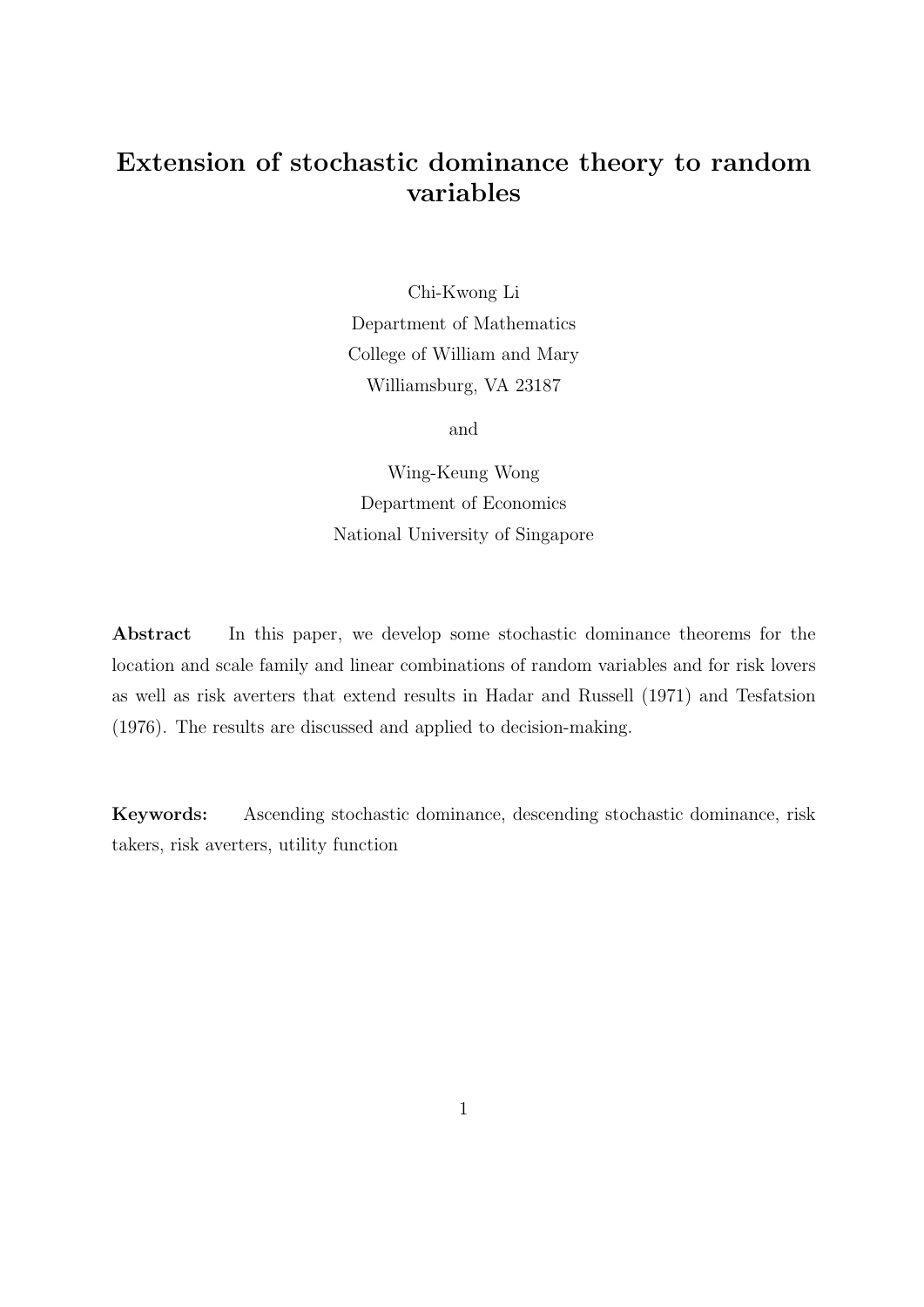# Extension of stochastic dominance theory to random variables

Chi-Kwong Li
Department of Mathematics
College of William and Mary
Williamsburg, VA 23187

and

Wing-Keung Wong
Department of Economics
National University of Singapore

**Abstract** In this paper, we develop some stochastic dominance theorems for the location and scale family and linear combinations of random variables and for risk lovers as well as risk averters that extend results in Hadar and Russell (1971) and Tesfatsion (1976). The results are discussed and applied to decision-making.

**Keywords:** Ascending stochastic dominance, descending stochastic dominance, risk takers, risk averters, utility function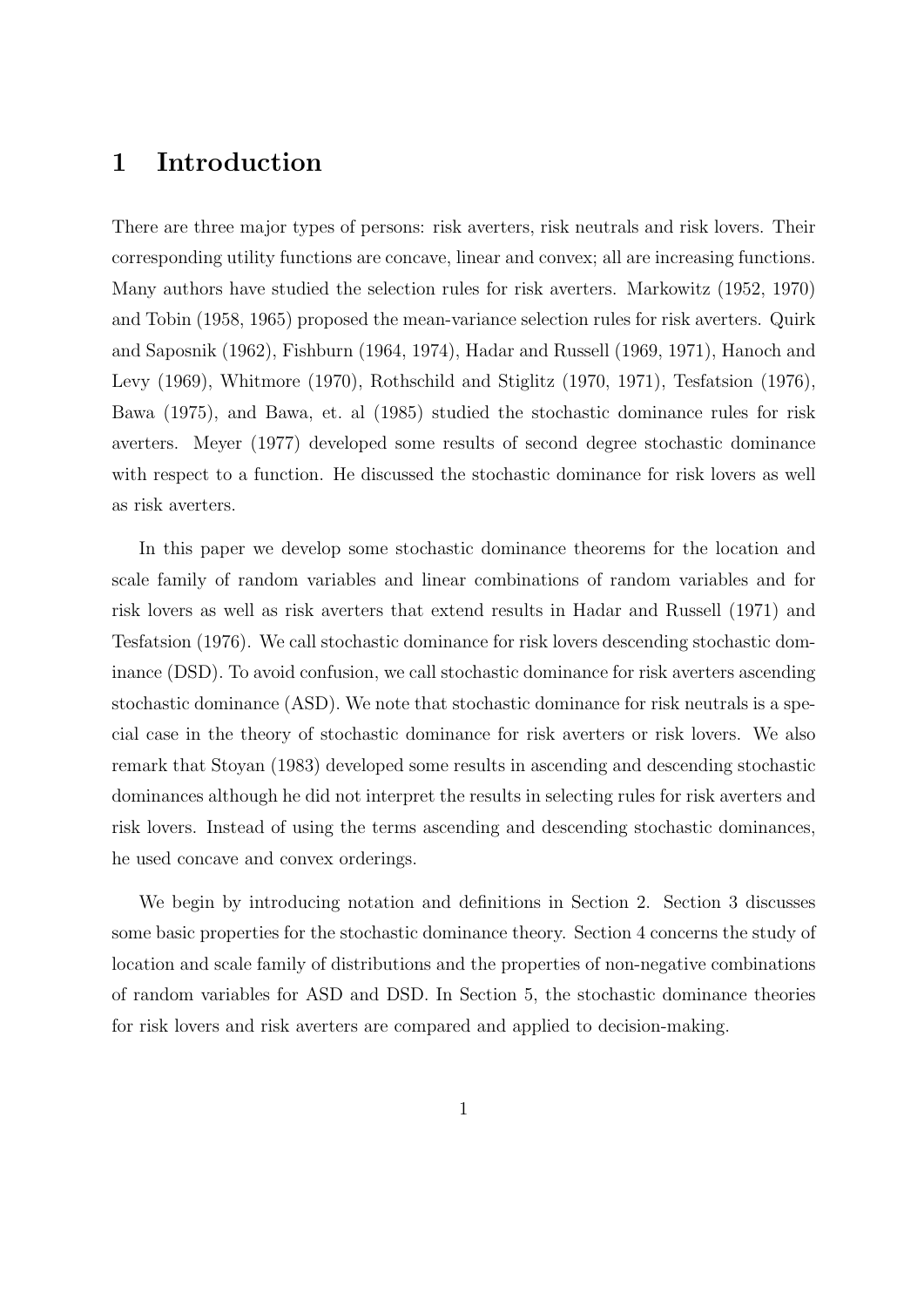# 1 Introduction

There are three major types of persons: risk averters, risk neutrals and risk lovers. Their corresponding utility functions are concave, linear and convex; all are increasing functions. Many authors have studied the selection rules for risk averters. Markowitz (1952, 1970) and Tobin (1958, 1965) proposed the mean-variance selection rules for risk averters. Quirk and Saposnik (1962), Fishburn (1964, 1974), Hadar and Russell (1969, 1971), Hanoch and Levy (1969), Whitmore (1970), Rothschild and Stiglitz (1970, 1971), Tesfatsion (1976), Bawa (1975), and Bawa, et. al (1985) studied the stochastic dominance rules for risk averters. Meyer (1977) developed some results of second degree stochastic dominance with respect to a function. He discussed the stochastic dominance for risk lovers as well as risk averters.

In this paper we develop some stochastic dominance theorems for the location and scale family of random variables and linear combinations of random variables and for risk lovers as well as risk averters that extend results in Hadar and Russell (1971) and Tesfatsion (1976). We call stochastic dominance for risk lovers descending stochastic dominance (DSD). To avoid confusion, we call stochastic dominance for risk averters ascending stochastic dominance (ASD). We note that stochastic dominance for risk neutrals is a special case in the theory of stochastic dominance for risk averters or risk lovers. We also remark that Stoyan (1983) developed some results in ascending and descending stochastic dominances although he did not interpret the results in selecting rules for risk averters and risk lovers. Instead of using the terms ascending and descending stochastic dominances, he used concave and convex orderings.

We begin by introducing notation and definitions in Section 2. Section 3 discusses some basic properties for the stochastic dominance theory. Section 4 concerns the study of location and scale family of distributions and the properties of non-negative combinations of random variables for ASD and DSD. In Section 5, the stochastic dominance theories for risk lovers and risk averters are compared and applied to decision-making.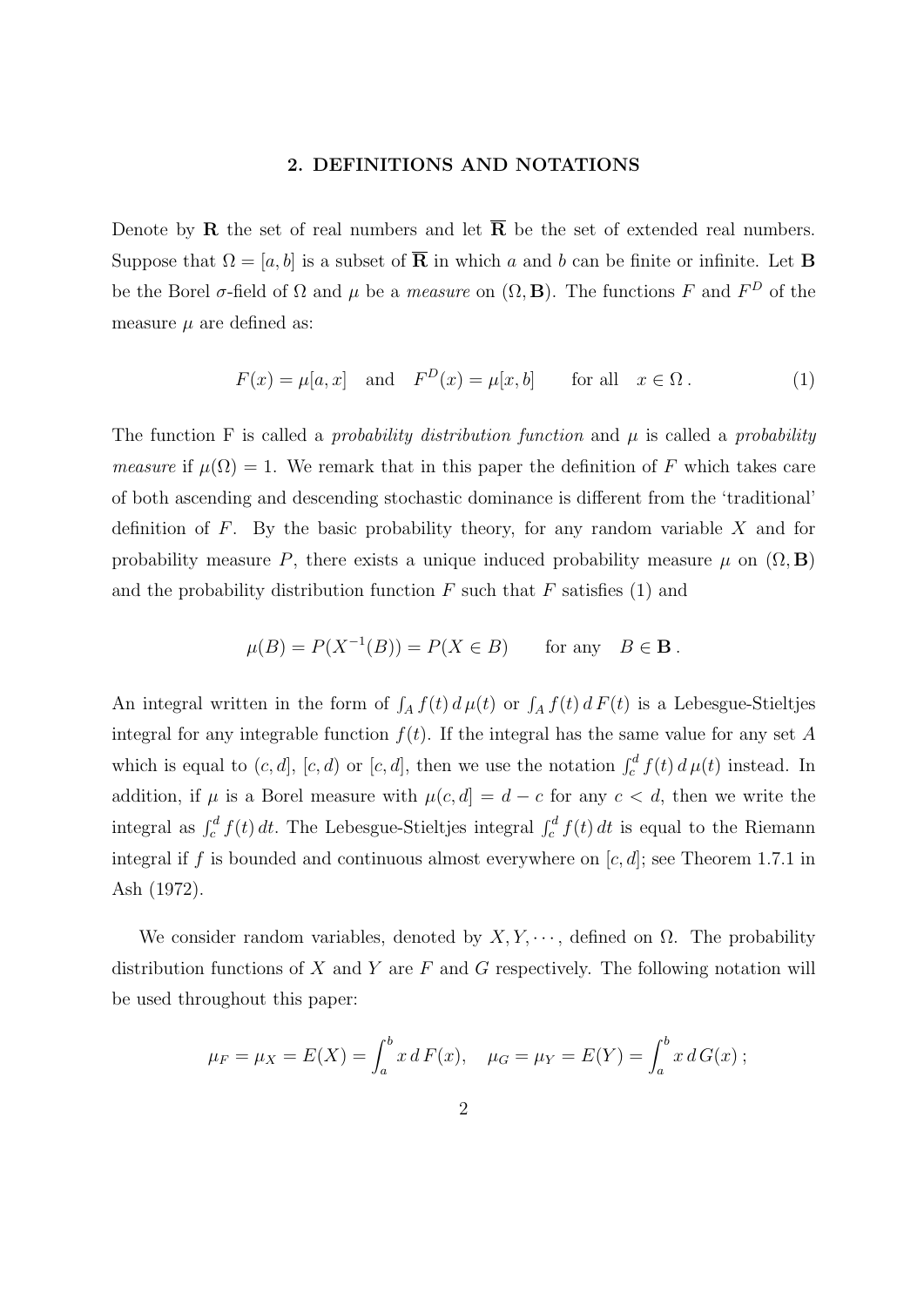## 2. DEFINITIONS AND NOTATIONS

Denote by $\mathbf{R}$ the set of real numbers and let $\overline{\mathbf{R}}$ be the set of extended real numbers. Suppose that $\Omega = [a, b]$ is a subset of $\overline{\mathbf{R}}$ in which $a$ and $b$ can be finite or infinite. Let $\mathbf{B}$ be the Borel $\sigma$-field of $\Omega$ and $\mu$ be a *measure* on $(\Omega, \mathbf{B})$. The functions $F$ and $F^D$ of the measure $\mu$ are defined as:

$$F(x) = \mu[a, x] \quad \text{and} \quad F^D(x) = \mu[x, b] \qquad \text{for all} \quad x \in \Omega\,. \tag{1}$$

The function F is called a *probability distribution function* and $\mu$ is called a *probability measure* if $\mu(\Omega) = 1$. We remark that in this paper the definition of $F$ which takes care of both ascending and descending stochastic dominance is different from the 'traditional' definition of $F$. By the basic probability theory, for any random variable $X$ and for probability measure $P$, there exists a unique induced probability measure $\mu$ on $(\Omega, \mathbf{B})$ and the probability distribution function $F$ such that $F$ satisfies (1) and

$$\mu(B) = P(X^{-1}(B)) = P(X \in B) \qquad \text{for any} \quad B \in \mathbf{B}\,.$$

An integral written in the form of $\int_A f(t)\,d\,\mu(t)$ or $\int_A f(t)\,d\,F(t)$ is a Lebesgue-Stieltjes integral for any integrable function $f(t)$. If the integral has the same value for any set $A$ which is equal to $(c, d]$, $[c, d)$ or $[c, d]$, then we use the notation $\int_c^d f(t)\,d\,\mu(t)$ instead. In addition, if $\mu$ is a Borel measure with $\mu(c, d] = d - c$ for any $c < d$, then we write the integral as $\int_c^d f(t)\,dt$. The Lebesgue-Stieltjes integral $\int_c^d f(t)\,dt$ is equal to the Riemann integral if $f$ is bounded and continuous almost everywhere on $[c, d]$; see Theorem 1.7.1 in Ash (1972).

We consider random variables, denoted by $X, Y, \cdots$, defined on $\Omega$. The probability distribution functions of $X$ and $Y$ are $F$ and $G$ respectively. The following notation will be used throughout this paper:

$$\mu_F = \mu_X = E(X) = \int_a^b x\,d\,F(x), \quad \mu_G = \mu_Y = E(Y) = \int_a^b x\,d\,G(x)\,;$$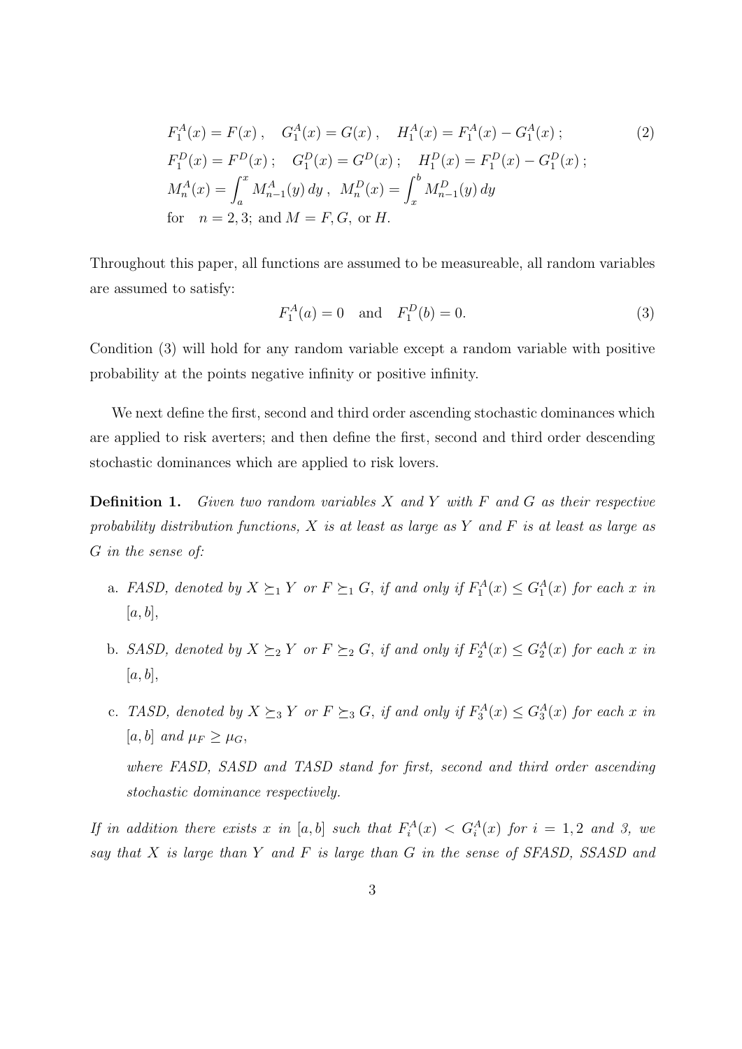$$
\begin{aligned}
&F_1^A(x) = F(x)\,, \quad G_1^A(x) = G(x)\,, \quad H_1^A(x) = F_1^A(x) - G_1^A(x)\,; \\
&F_1^D(x) = F^D(x)\,; \quad G_1^D(x) = G^D(x)\,; \quad H_1^D(x) = F_1^D(x) - G_1^D(x)\,; \\
&M_n^A(x) = \int_a^x M_{n-1}^A(y)\,dy\,, \;\; M_n^D(x) = \int_x^b M_{n-1}^D(y)\,dy \\
&\text{for} \quad n = 2, 3; \text{ and } M = F, G, \text{ or } H.
\end{aligned} \tag{2}
$$

Throughout this paper, all functions are assumed to be measureable, all random variables are assumed to satisfy:

$$
F_1^A(a) = 0 \quad \text{and} \quad F_1^D(b) = 0. \tag{3}
$$

Condition (3) will hold for any random variable except a random variable with positive probability at the points negative infinity or positive infinity.

We next define the first, second and third order ascending stochastic dominances which are applied to risk averters; and then define the first, second and third order descending stochastic dominances which are applied to risk lovers.

**Definition 1.** *Given two random variables $X$ and $Y$ with $F$ and $G$ as their respective probability distribution functions, $X$ is at least as large as $Y$ and $F$ is at least as large as $G$ in the sense of:*

a. *FASD, denoted by $X \succeq_1 Y$ or $F \succeq_1 G$, if and only if $F_1^A(x) \leq G_1^A(x)$ for each $x$ in $[a, b]$,*

b. *SASD, denoted by $X \succeq_2 Y$ or $F \succeq_2 G$, if and only if $F_2^A(x) \leq G_2^A(x)$ for each $x$ in $[a, b]$,*

c. *TASD, denoted by $X \succeq_3 Y$ or $F \succeq_3 G$, if and only if $F_3^A(x) \leq G_3^A(x)$ for each $x$ in $[a, b]$ and $\mu_F \geq \mu_G$,*

   *where FASD, SASD and TASD stand for first, second and third order ascending stochastic dominance respectively.*

*If in addition there exists $x$ in $[a, b]$ such that $F_i^A(x) < G_i^A(x)$ for $i = 1, 2$ and $3$, we say that $X$ is large than $Y$ and $F$ is large than $G$ in the sense of SFASD, SSASD and*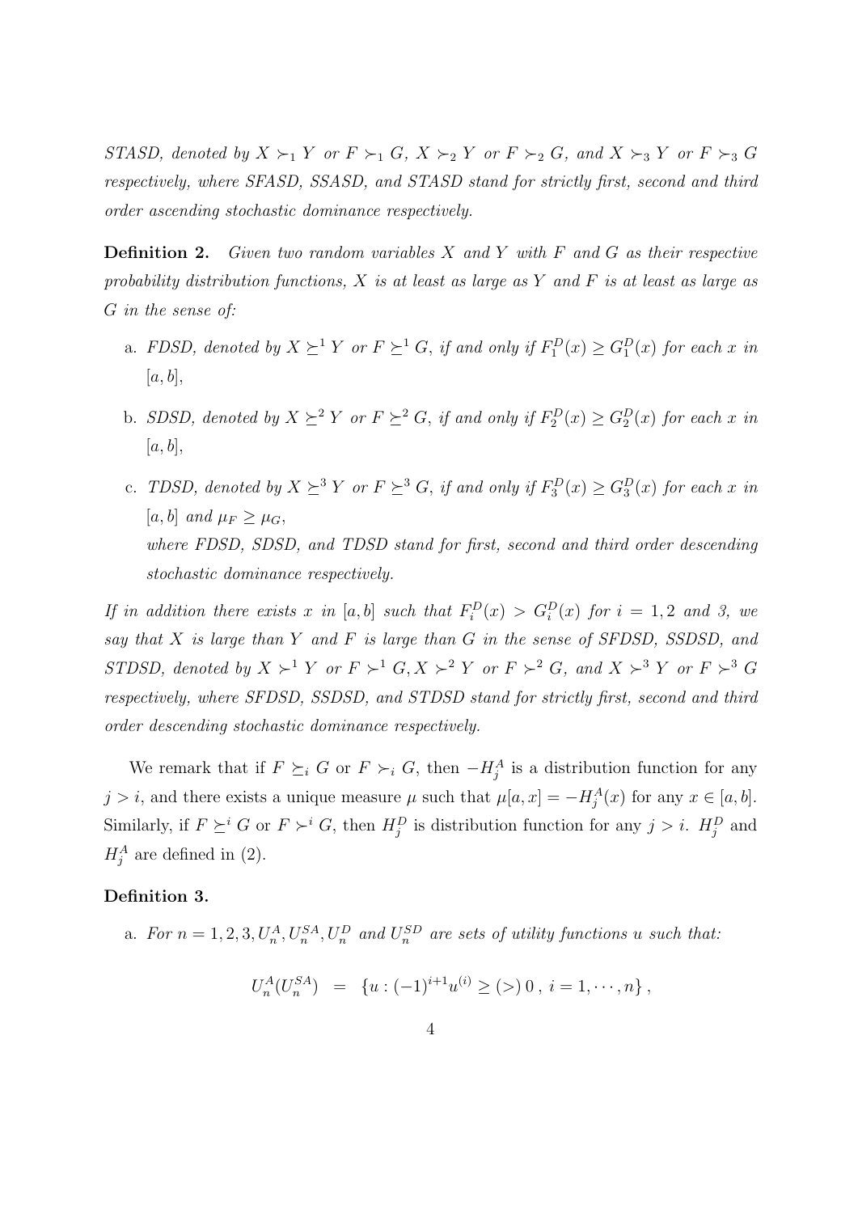*STASD, denoted by $X \succ_1 Y$ or $F \succ_1 G$, $X \succ_2 Y$ or $F \succ_2 G$, and $X \succ_3 Y$ or $F \succ_3 G$ respectively, where SFASD, SSASD, and STASD stand for strictly first, second and third order ascending stochastic dominance respectively.*

**Definition 2.** *Given two random variables $X$ and $Y$ with $F$ and $G$ as their respective probability distribution functions, $X$ is at least as large as $Y$ and $F$ is at least as large as $G$ in the sense of:*

a. *FDSD, denoted by $X \succeq^1 Y$ or $F \succeq^1 G$, if and only if $F_1^D(x) \geq G_1^D(x)$ for each $x$ in $[a, b]$,*

b. *SDSD, denoted by $X \succeq^2 Y$ or $F \succeq^2 G$, if and only if $F_2^D(x) \geq G_2^D(x)$ for each $x$ in $[a, b]$,*

c. *TDSD, denoted by $X \succeq^3 Y$ or $F \succeq^3 G$, if and only if $F_3^D(x) \geq G_3^D(x)$ for each $x$ in $[a, b]$ and $\mu_F \geq \mu_G$,*
   *where FDSD, SDSD, and TDSD stand for first, second and third order descending stochastic dominance respectively.*

*If in addition there exists $x$ in $[a, b]$ such that $F_i^D(x) > G_i^D(x)$ for $i = 1, 2$ and $3$, we say that $X$ is large than $Y$ and $F$ is large than $G$ in the sense of SFDSD, SSDSD, and STDSD, denoted by $X \succ^1 Y$ or $F \succ^1 G, X \succ^2 Y$ or $F \succ^2 G$, and $X \succ^3 Y$ or $F \succ^3 G$ respectively, where SFDSD, SSDSD, and STDSD stand for strictly first, second and third order descending stochastic dominance respectively.*

We remark that if $F \succeq_i G$ or $F \succ_i G$, then $-H_j^A$ is a distribution function for any $j > i$, and there exists a unique measure $\mu$ such that $\mu[a, x] = -H_j^A(x)$ for any $x \in [a, b]$. Similarly, if $F \succeq^i G$ or $F \succ^i G$, then $H_j^D$ is distribution function for any $j > i$. $H_j^D$ and $H_j^A$ are defined in (2).

**Definition 3.**

a. *For $n = 1, 2, 3, U_n^A, U_n^{SA}, U_n^D$ and $U_n^{SD}$ are sets of utility functions $u$ such that:*

$$U_n^A(U_n^{SA}) = \{u : (-1)^{i+1}u^{(i)} \geq (>)\, 0\,,\ i = 1, \cdots, n\}\,,$$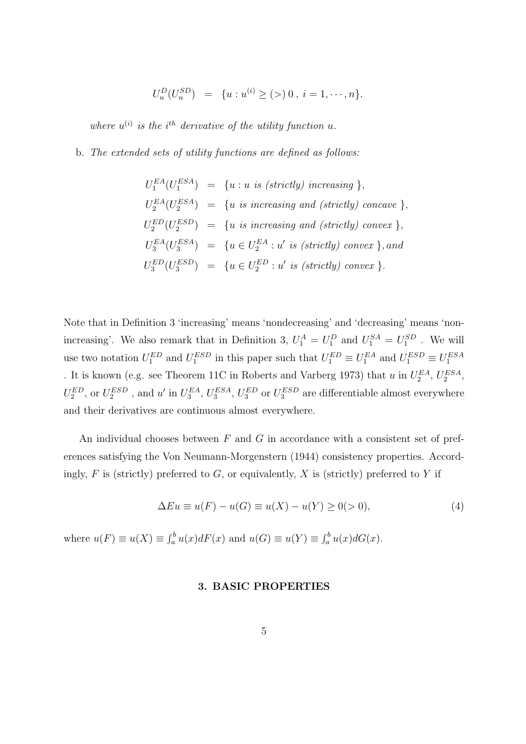$$U_n^D(U_n^{SD}) \;=\; \{u : u^{(i)} \geq (>)\, 0\,,\; i = 1, \cdots, n\}.$$

*where $u^{(i)}$ is the $i^{th}$ derivative of the utility function $u$.*

b. *The extended sets of utility functions are defined as follows:*

$$\begin{aligned}
U_1^{EA}(U_1^{ESA}) &= \{u : u \text{ is (strictly) increasing }\}, \\
U_2^{EA}(U_2^{ESA}) &= \{u \text{ is increasing and (strictly) concave }\}, \\
U_2^{ED}(U_2^{ESD}) &= \{u \text{ is increasing and (strictly) convex }\}, \\
U_3^{EA}(U_3^{ESA}) &= \{u \in U_2^{EA} : u' \text{ is (strictly) convex }\}, \text{and} \\
U_3^{ED}(U_3^{ESD}) &= \{u \in U_2^{ED} : u' \text{ is (strictly) convex }\}.
\end{aligned}$$

Note that in Definition 3 'increasing' means 'nondecreasing' and 'decreasing' means 'nonincreasing'. We also remark that in Definition 3, $U_1^A = U_1^D$ and $U_1^{SA} = U_1^{SD}$ . We will use two notation $U_1^{ED}$ and $U_1^{ESD}$ in this paper such that $U_1^{ED} \equiv U_1^{EA}$ and $U_1^{ESD} \equiv U_1^{ESA}$ . It is known (e.g. see Theorem 11C in Roberts and Varberg 1973) that $u$ in $U_2^{EA}$, $U_2^{ESA}$, $U_2^{ED}$, or $U_2^{ESD}$ , and $u'$ in $U_3^{EA}$, $U_3^{ESA}$, $U_3^{ED}$ or $U_3^{ESD}$ are differentiable almost everywhere and their derivatives are continuous almost everywhere.

An individual chooses between $F$ and $G$ in accordance with a consistent set of preferences satisfying the Von Neumann-Morgenstern (1944) consistency properties. Accordingly, $F$ is (strictly) preferred to $G$, or equivalently, $X$ is (strictly) preferred to $Y$ if

$$\Delta Eu \equiv u(F) - u(G) \equiv u(X) - u(Y) \geq 0 (> 0), \tag{4}$$

where $u(F) \equiv u(X) \equiv \int_a^b u(x)dF(x)$ and $u(G) \equiv u(Y) \equiv \int_a^b u(x)dG(x)$.

## 3. BASIC PROPERTIES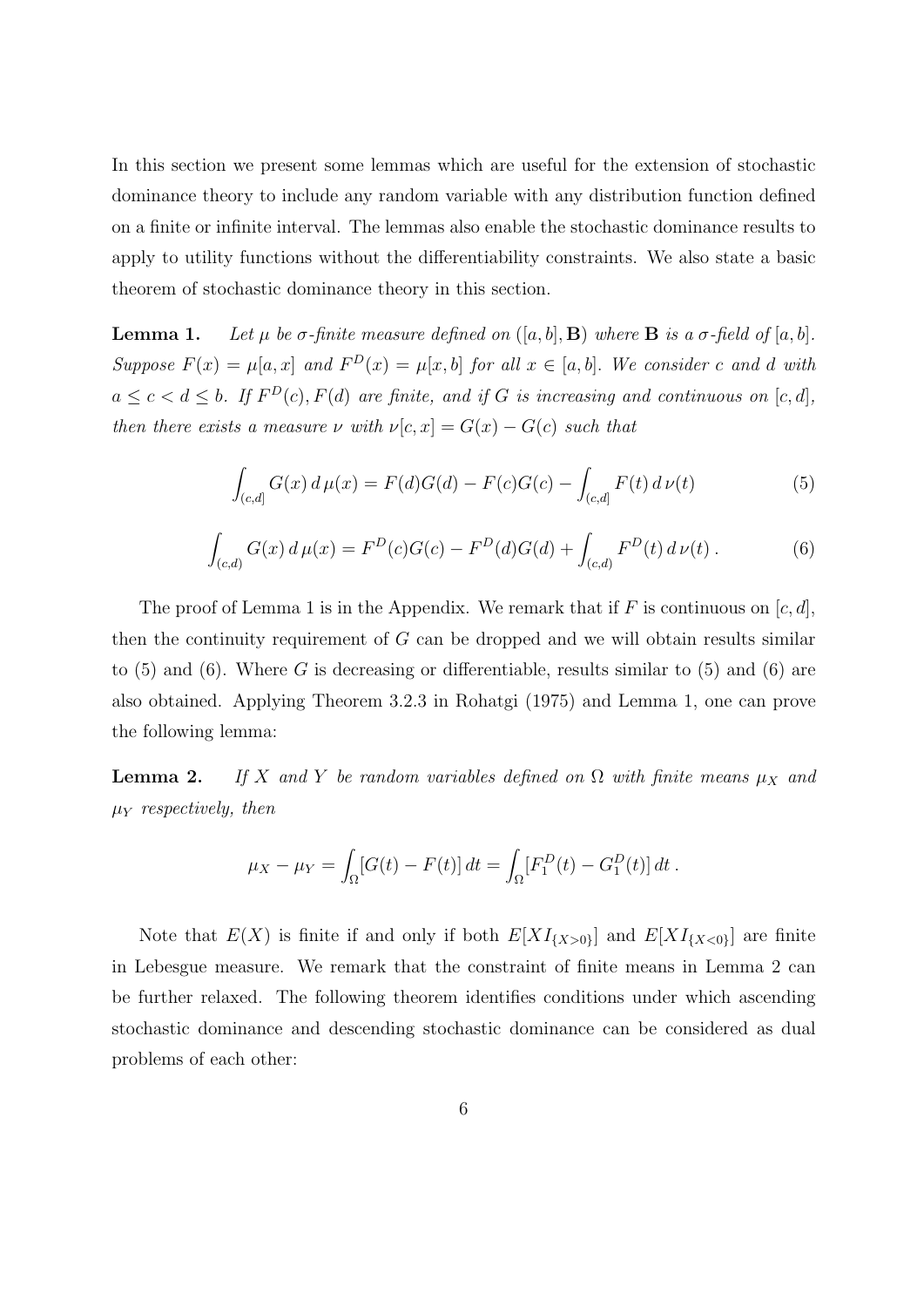In this section we present some lemmas which are useful for the extension of stochastic dominance theory to include any random variable with any distribution function defined on a finite or infinite interval. The lemmas also enable the stochastic dominance results to apply to utility functions without the differentiability constraints. We also state a basic theorem of stochastic dominance theory in this section.

**Lemma 1.** *Let $\mu$ be $\sigma$-finite measure defined on $([a,b], \mathbf{B})$ where $\mathbf{B}$ is a $\sigma$-field of $[a,b]$. Suppose $F(x) = \mu[a,x]$ and $F^D(x) = \mu[x,b]$ for all $x \in [a,b]$. We consider $c$ and $d$ with $a \leq c < d \leq b$. If $F^D(c), F(d)$ are finite, and if $G$ is increasing and continuous on $[c,d]$, then there exists a measure $\nu$ with $\nu[c,x] = G(x) - G(c)$ such that*

$$\int_{(c,d]} G(x)\, d\,\mu(x) = F(d)G(d) - F(c)G(c) - \int_{(c,d]} F(t)\, d\,\nu(t) \tag{5}$$

$$\int_{(c,d)} G(x)\, d\,\mu(x) = F^D(c)G(c) - F^D(d)G(d) + \int_{(c,d)} F^D(t)\, d\,\nu(t)\,. \tag{6}$$

The proof of Lemma 1 is in the Appendix. We remark that if $F$ is continuous on $[c,d]$, then the continuity requirement of $G$ can be dropped and we will obtain results similar to (5) and (6). Where $G$ is decreasing or differentiable, results similar to (5) and (6) are also obtained. Applying Theorem 3.2.3 in Rohatgi (1975) and Lemma 1, one can prove the following lemma:

**Lemma 2.** *If $X$ and $Y$ be random variables defined on $\Omega$ with finite means $\mu_X$ and $\mu_Y$ respectively, then*

$$\mu_X - \mu_Y = \int_\Omega [G(t) - F(t)]\, dt = \int_\Omega [F_1^D(t) - G_1^D(t)]\, dt\,.$$

Note that $E(X)$ is finite if and only if both $E[XI_{\{X>0\}}]$ and $E[XI_{\{X<0\}}]$ are finite in Lebesgue measure. We remark that the constraint of finite means in Lemma 2 can be further relaxed. The following theorem identifies conditions under which ascending stochastic dominance and descending stochastic dominance can be considered as dual problems of each other: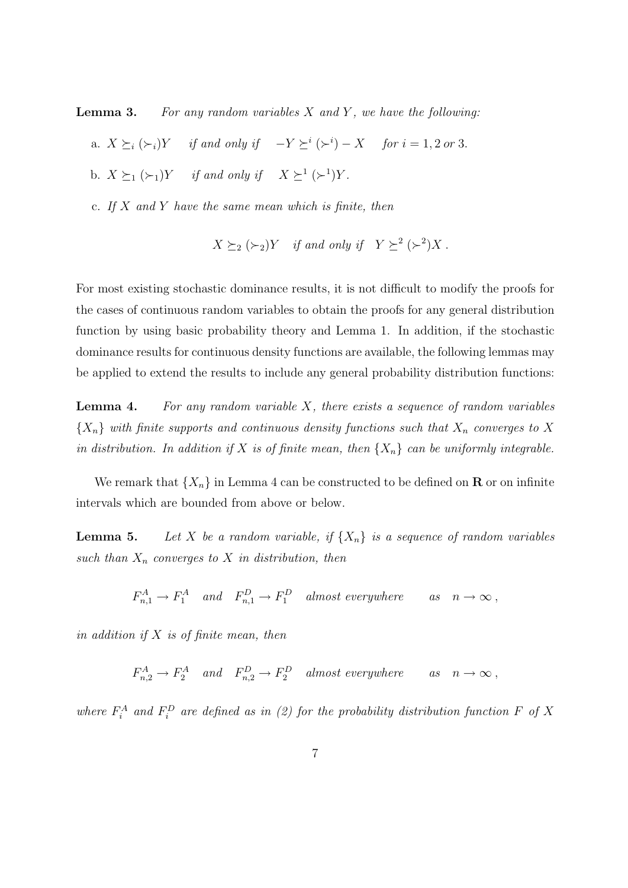**Lemma 3.** *For any random variables $X$ and $Y$, we have the following:*

a. $X \succeq_i (\succ_i) Y$ *if and only if* $-Y \succeq^i (\succ^i) - X$ *for* $i = 1, 2$ *or* 3.

b. $X \succeq_1 (\succ_1) Y$ *if and only if* $X \succeq^1 (\succ^1) Y$.

c. *If $X$ and $Y$ have the same mean which is finite, then*

$$X \succeq_2 (\succ_2) Y \quad \text{if and only if} \quad Y \succeq^2 (\succ^2) X \, .$$

For most existing stochastic dominance results, it is not difficult to modify the proofs for the cases of continuous random variables to obtain the proofs for any general distribution function by using basic probability theory and Lemma 1. In addition, if the stochastic dominance results for continuous density functions are available, the following lemmas may be applied to extend the results to include any general probability distribution functions:

**Lemma 4.** *For any random variable $X$, there exists a sequence of random variables $\{X_n\}$ with finite supports and continuous density functions such that $X_n$ converges to $X$ in distribution. In addition if $X$ is of finite mean, then $\{X_n\}$ can be uniformly integrable.*

We remark that $\{X_n\}$ in Lemma 4 can be constructed to be defined on $\mathbf{R}$ or on infinite intervals which are bounded from above or below.

**Lemma 5.** *Let $X$ be a random variable, if $\{X_n\}$ is a sequence of random variables such than $X_n$ converges to $X$ in distribution, then*

$$F_{n,1}^A \to F_1^A \quad \text{and} \quad F_{n,1}^D \to F_1^D \quad \text{almost everywhere} \qquad \text{as} \quad n \to \infty \, ,$$

*in addition if $X$ is of finite mean, then*

$$F_{n,2}^A \to F_2^A \quad \text{and} \quad F_{n,2}^D \to F_2^D \quad \text{almost everywhere} \qquad \text{as} \quad n \to \infty \, ,$$

*where $F_i^A$ and $F_i^D$ are defined as in (2) for the probability distribution function $F$ of $X$*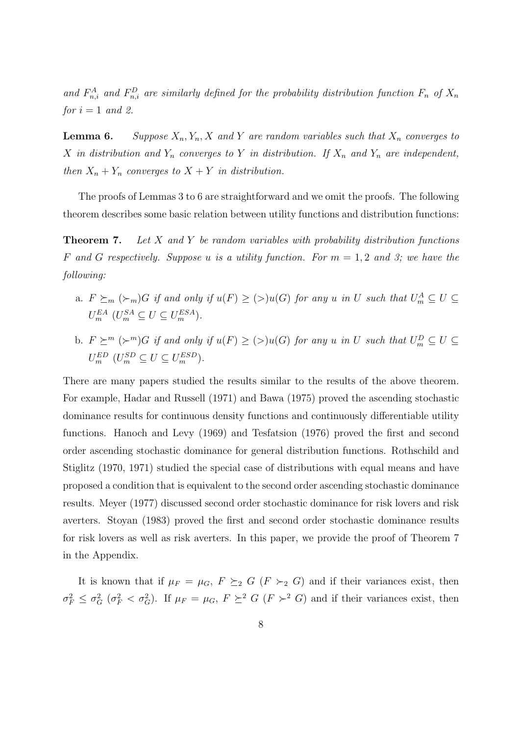*and $F^A_{n,i}$ and $F^D_{n,i}$ are similarly defined for the probability distribution function $F_n$ of $X_n$ for $i = 1$ and 2.*

**Lemma 6.** *Suppose $X_n, Y_n, X$ and $Y$ are random variables such that $X_n$ converges to $X$ in distribution and $Y_n$ converges to $Y$ in distribution. If $X_n$ and $Y_n$ are independent, then $X_n + Y_n$ converges to $X + Y$ in distribution.*

The proofs of Lemmas 3 to 6 are straightforward and we omit the proofs. The following theorem describes some basic relation between utility functions and distribution functions:

**Theorem 7.** *Let $X$ and $Y$ be random variables with probability distribution functions $F$ and $G$ respectively. Suppose $u$ is a utility function. For $m = 1, 2$ and 3; we have the following:*

a. *$F \succeq_m (\succ_m) G$ if and only if $u(F) \geq (>) u(G)$ for any $u$ in $U$ such that $U^A_m \subseteq U \subseteq U^{EA}_m$ ($U^{SA}_m \subseteq U \subseteq U^{ESA}_m$).*

b. *$F \succeq^m (\succ^m) G$ if and only if $u(F) \geq (>) u(G)$ for any $u$ in $U$ such that $U^D_m \subseteq U \subseteq U^{ED}_m$ ($U^{SD}_m \subseteq U \subseteq U^{ESD}_m$).*

There are many papers studied the results similar to the results of the above theorem. For example, Hadar and Russell (1971) and Bawa (1975) proved the ascending stochastic dominance results for continuous density functions and continuously differentiable utility functions. Hanoch and Levy (1969) and Tesfatsion (1976) proved the first and second order ascending stochastic dominance for general distribution functions. Rothschild and Stiglitz (1970, 1971) studied the special case of distributions with equal means and have proposed a condition that is equivalent to the second order ascending stochastic dominance results. Meyer (1977) discussed second order stochastic dominance for risk lovers and risk averters. Stoyan (1983) proved the first and second order stochastic dominance results for risk lovers as well as risk averters. In this paper, we provide the proof of Theorem 7 in the Appendix.

It is known that if $\mu_F = \mu_G$, $F \succeq_2 G$ ($F \succ_2 G$) and if their variances exist, then $\sigma^2_F \leq \sigma^2_G$ ($\sigma^2_F < \sigma^2_G$). If $\mu_F = \mu_G$, $F \succeq^2 G$ ($F \succ^2 G$) and if their variances exist, then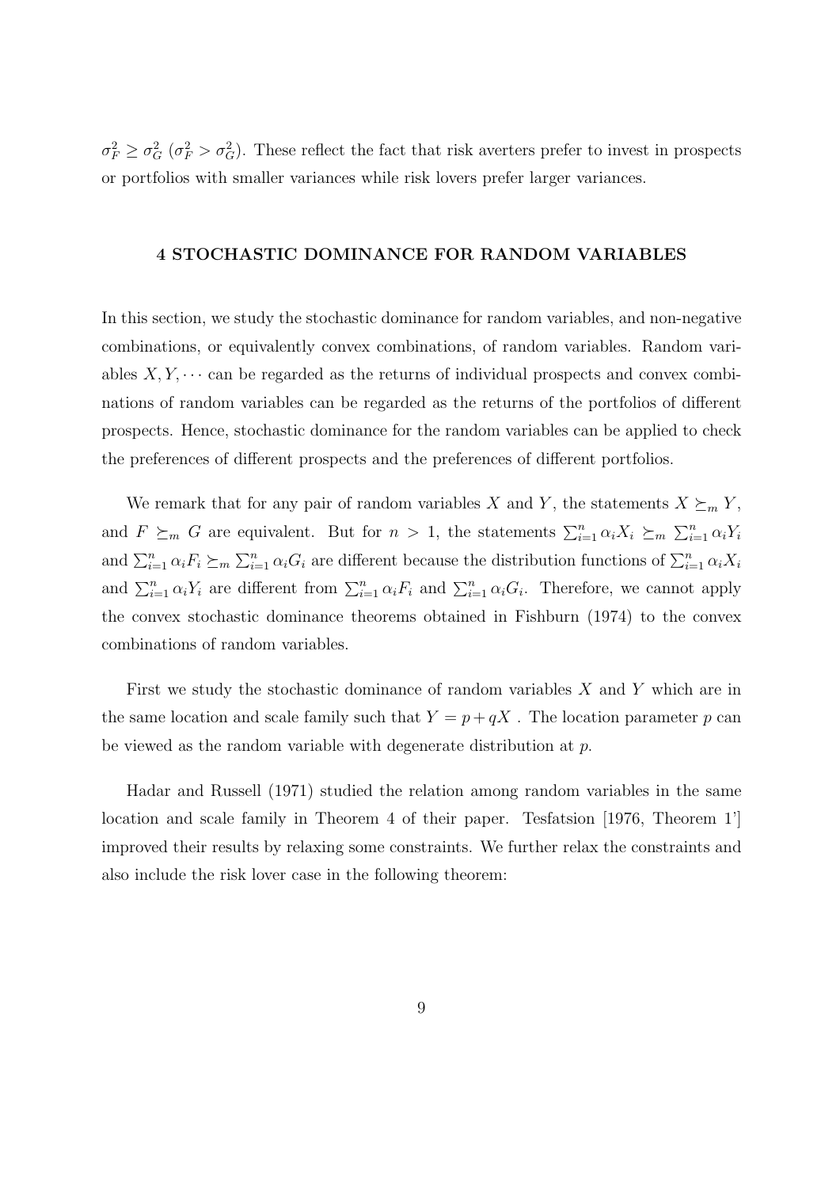$\sigma_F^2 \geq \sigma_G^2$ ($\sigma_F^2 > \sigma_G^2$). These reflect the fact that risk averters prefer to invest in prospects or portfolios with smaller variances while risk lovers prefer larger variances.

## 4 STOCHASTIC DOMINANCE FOR RANDOM VARIABLES

In this section, we study the stochastic dominance for random variables, and non-negative combinations, or equivalently convex combinations, of random variables. Random variables $X, Y, \cdots$ can be regarded as the returns of individual prospects and convex combinations of random variables can be regarded as the returns of the portfolios of different prospects. Hence, stochastic dominance for the random variables can be applied to check the preferences of different prospects and the preferences of different portfolios.

We remark that for any pair of random variables $X$ and $Y$, the statements $X \succeq_m Y$, and $F \succeq_m G$ are equivalent. But for $n > 1$, the statements $\sum_{i=1}^n \alpha_i X_i \succeq_m \sum_{i=1}^n \alpha_i Y_i$ and $\sum_{i=1}^n \alpha_i F_i \succeq_m \sum_{i=1}^n \alpha_i G_i$ are different because the distribution functions of $\sum_{i=1}^n \alpha_i X_i$ and $\sum_{i=1}^n \alpha_i Y_i$ are different from $\sum_{i=1}^n \alpha_i F_i$ and $\sum_{i=1}^n \alpha_i G_i$. Therefore, we cannot apply the convex stochastic dominance theorems obtained in Fishburn (1974) to the convex combinations of random variables.

First we study the stochastic dominance of random variables $X$ and $Y$ which are in the same location and scale family such that $Y = p + qX$ . The location parameter $p$ can be viewed as the random variable with degenerate distribution at $p$.

Hadar and Russell (1971) studied the relation among random variables in the same location and scale family in Theorem 4 of their paper. Tesfatsion [1976, Theorem 1'] improved their results by relaxing some constraints. We further relax the constraints and also include the risk lover case in the following theorem: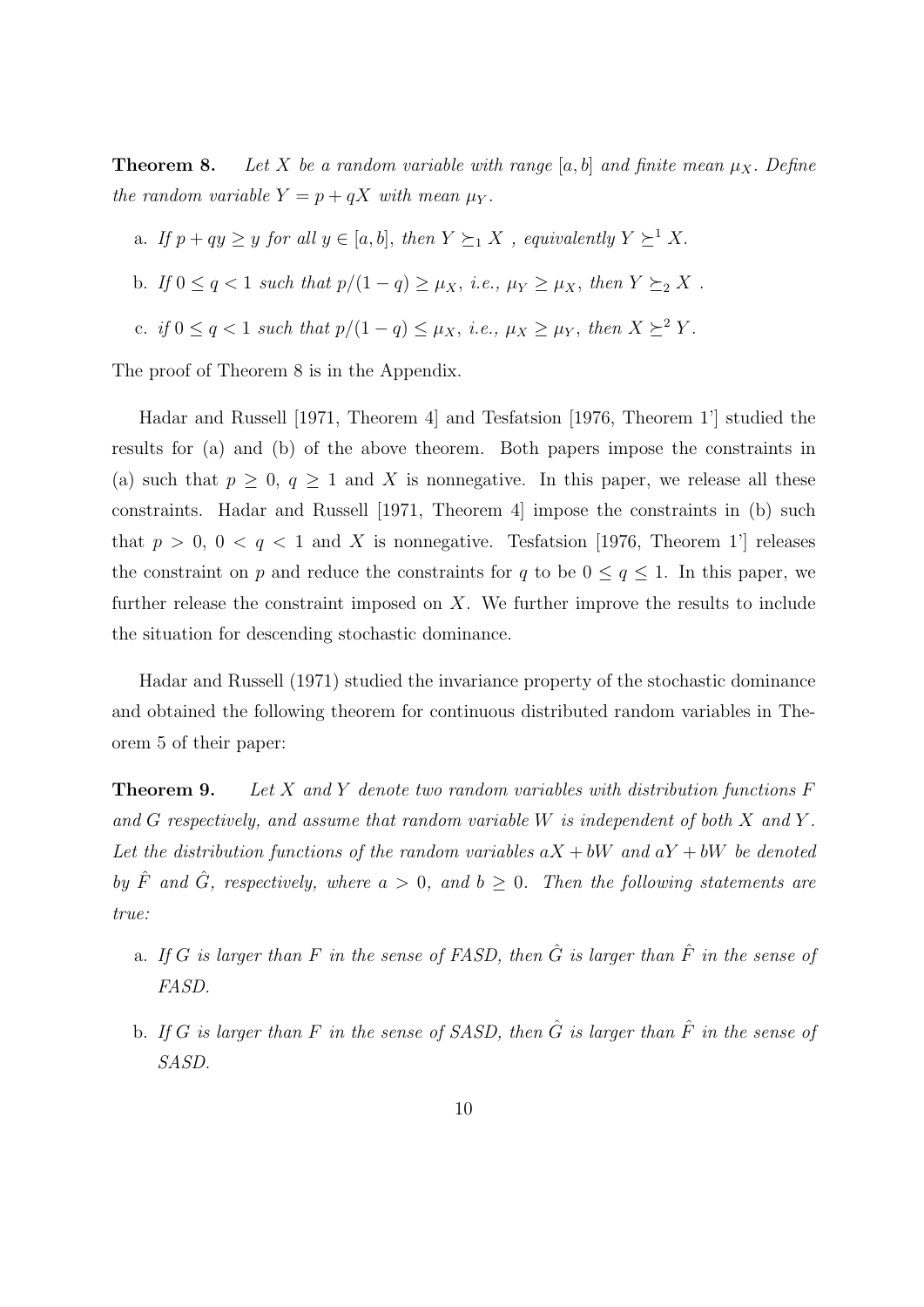**Theorem 8.** *Let $X$ be a random variable with range $[a, b]$ and finite mean $\mu_X$. Define the random variable $Y = p + qX$ with mean $\mu_Y$.*

a. *If $p + qy \geq y$ for all $y \in [a, b]$, then $Y \succeq_1 X$ , equivalently $Y \succeq^1 X$.*

b. *If $0 \leq q < 1$ such that $p/(1-q) \geq \mu_X$, i.e., $\mu_Y \geq \mu_X$, then $Y \succeq_2 X$ .*

c. *if $0 \leq q < 1$ such that $p/(1-q) \leq \mu_X$, i.e., $\mu_X \geq \mu_Y$, then $X \succeq^2 Y$.*

The proof of Theorem 8 is in the Appendix.

Hadar and Russell [1971, Theorem 4] and Tesfatsion [1976, Theorem 1'] studied the results for (a) and (b) of the above theorem. Both papers impose the constraints in (a) such that $p \geq 0$, $q \geq 1$ and $X$ is nonnegative. In this paper, we release all these constraints. Hadar and Russell [1971, Theorem 4] impose the constraints in (b) such that $p > 0$, $0 < q < 1$ and $X$ is nonnegative. Tesfatsion [1976, Theorem 1'] releases the constraint on $p$ and reduce the constraints for $q$ to be $0 \leq q \leq 1$. In this paper, we further release the constraint imposed on $X$. We further improve the results to include the situation for descending stochastic dominance.

Hadar and Russell (1971) studied the invariance property of the stochastic dominance and obtained the following theorem for continuous distributed random variables in Theorem 5 of their paper:

**Theorem 9.** *Let $X$ and $Y$ denote two random variables with distribution functions $F$ and $G$ respectively, and assume that random variable $W$ is independent of both $X$ and $Y$. Let the distribution functions of the random variables $aX + bW$ and $aY + bW$ be denoted by $\hat{F}$ and $\hat{G}$, respectively, where $a > 0$, and $b \geq 0$. Then the following statements are true:*

a. *If $G$ is larger than $F$ in the sense of FASD, then $\hat{G}$ is larger than $\hat{F}$ in the sense of FASD.*

b. *If $G$ is larger than $F$ in the sense of SASD, then $\hat{G}$ is larger than $\hat{F}$ in the sense of SASD.*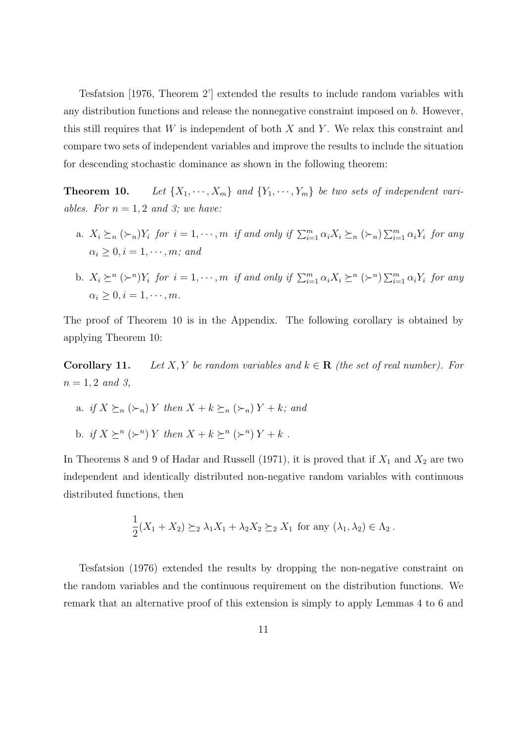Tesfatsion [1976, Theorem 2'] extended the results to include random variables with any distribution functions and release the nonnegative constraint imposed on $b$. However, this still requires that $W$ is independent of both $X$ and $Y$. We relax this constraint and compare two sets of independent variables and improve the results to include the situation for descending stochastic dominance as shown in the following theorem:

**Theorem 10.** *Let $\{X_1, \cdots, X_m\}$ and $\{Y_1, \cdots, Y_m\}$ be two sets of independent variables. For $n = 1, 2$ and 3; we have:*

a. $X_i \succeq_n (\succ_n) Y_i$ *for* $i = 1, \cdots, m$ *if and only if* $\sum_{i=1}^m \alpha_i X_i \succeq_n (\succ_n) \sum_{i=1}^m \alpha_i Y_i$ *for any* $\alpha_i \geq 0, i = 1, \cdots, m$; *and*

b. $X_i \succeq^n (\succ^n) Y_i$ *for* $i = 1, \cdots, m$ *if and only if* $\sum_{i=1}^m \alpha_i X_i \succeq^n (\succ^n) \sum_{i=1}^m \alpha_i Y_i$ *for any* $\alpha_i \geq 0, i = 1, \cdots, m$.

The proof of Theorem 10 is in the Appendix. The following corollary is obtained by applying Theorem 10:

**Corollary 11.** *Let $X, Y$ be random variables and $k \in \mathbf{R}$ (the set of real number). For $n = 1, 2$ and 3,*

a. *if* $X \succeq_n (\succ_n) Y$ *then* $X + k \succeq_n (\succ_n) Y + k$; *and*

b. *if* $X \succeq^n (\succ^n) Y$ *then* $X + k \succeq^n (\succ^n) Y + k$ .

In Theorems 8 and 9 of Hadar and Russell (1971), it is proved that if $X_1$ and $X_2$ are two independent and identically distributed non-negative random variables with continuous distributed functions, then

$$\frac{1}{2}(X_1 + X_2) \succeq_2 \lambda_1 X_1 + \lambda_2 X_2 \succeq_2 X_1 \text{ for any } (\lambda_1, \lambda_2) \in \Lambda_2 \,.$$

Tesfatsion (1976) extended the results by dropping the non-negative constraint on the random variables and the continuous requirement on the distribution functions. We remark that an alternative proof of this extension is simply to apply Lemmas 4 to 6 and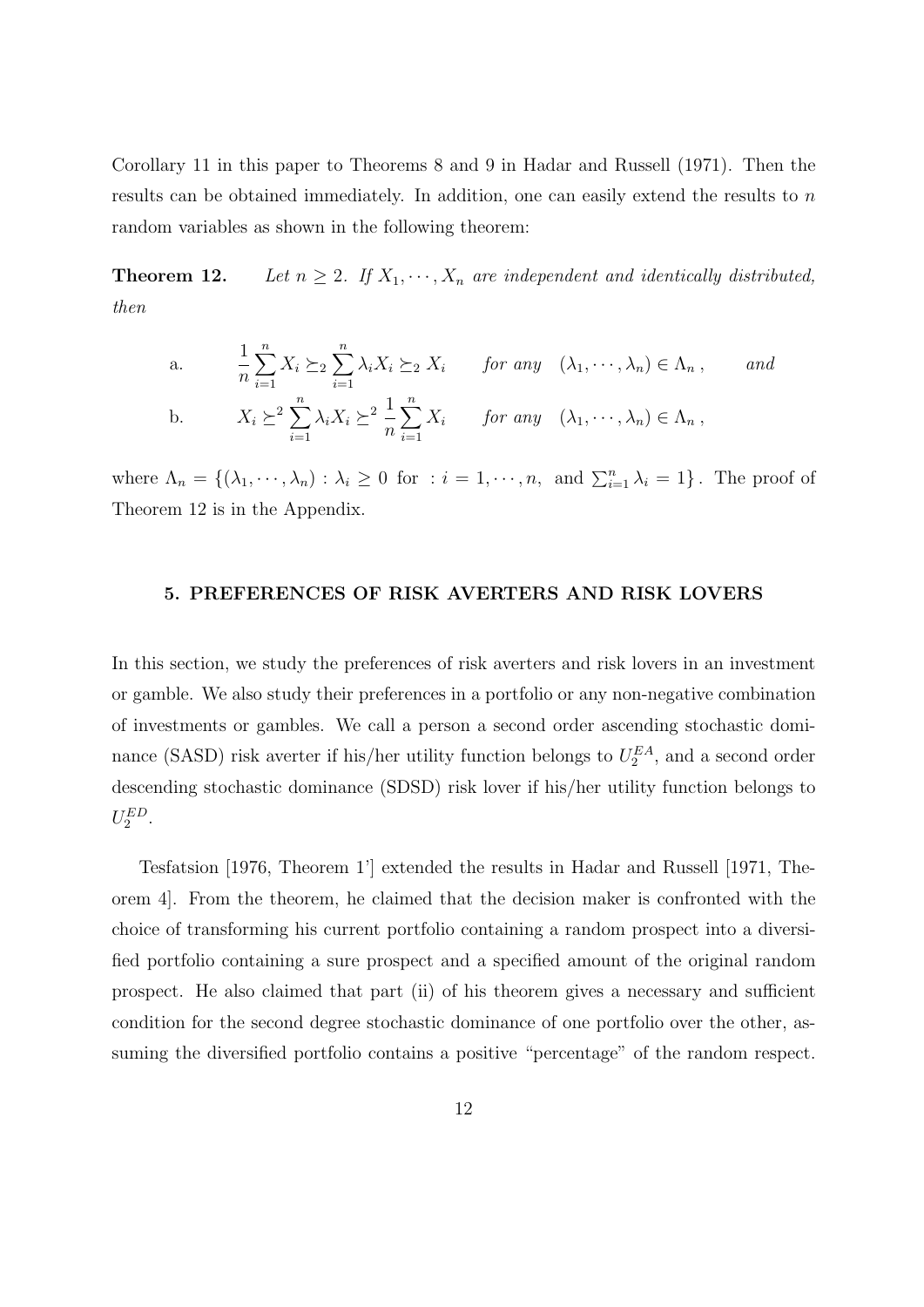Corollary 11 in this paper to Theorems 8 and 9 in Hadar and Russell (1971). Then the results can be obtained immediately. In addition, one can easily extend the results to $n$ random variables as shown in the following theorem:

**Theorem 12.** *Let $n \geq 2$. If $X_1, \cdots, X_n$ are independent and identically distributed, then*

$$\text{a.} \qquad \frac{1}{n}\sum_{i=1}^{n} X_i \succeq_2 \sum_{i=1}^{n} \lambda_i X_i \succeq_2 X_i \qquad \textit{for any} \quad (\lambda_1, \cdots, \lambda_n) \in \Lambda_n \,, \qquad \textit{and}$$

$$\text{b.} \qquad X_i \succeq^2 \sum_{i=1}^{n} \lambda_i X_i \succeq^2 \frac{1}{n}\sum_{i=1}^{n} X_i \qquad \textit{for any} \quad (\lambda_1, \cdots, \lambda_n) \in \Lambda_n \,,$$

where $\Lambda_n = \left\{(\lambda_1, \cdots, \lambda_n) : \lambda_i \geq 0 \text{ for } : i = 1, \cdots, n, \text{ and } \sum_{i=1}^{n} \lambda_i = 1\right\}$. The proof of Theorem 12 is in the Appendix.

## 5. PREFERENCES OF RISK AVERTERS AND RISK LOVERS

In this section, we study the preferences of risk averters and risk lovers in an investment or gamble. We also study their preferences in a portfolio or any non-negative combination of investments or gambles. We call a person a second order ascending stochastic dominance (SASD) risk averter if his/her utility function belongs to $U_2^{EA}$, and a second order descending stochastic dominance (SDSD) risk lover if his/her utility function belongs to $U_2^{ED}$.

Tesfatsion [1976, Theorem 1'] extended the results in Hadar and Russell [1971, Theorem 4]. From the theorem, he claimed that the decision maker is confronted with the choice of transforming his current portfolio containing a random prospect into a diversified portfolio containing a sure prospect and a specified amount of the original random prospect. He also claimed that part (ii) of his theorem gives a necessary and sufficient condition for the second degree stochastic dominance of one portfolio over the other, assuming the diversified portfolio contains a positive "percentage" of the random respect.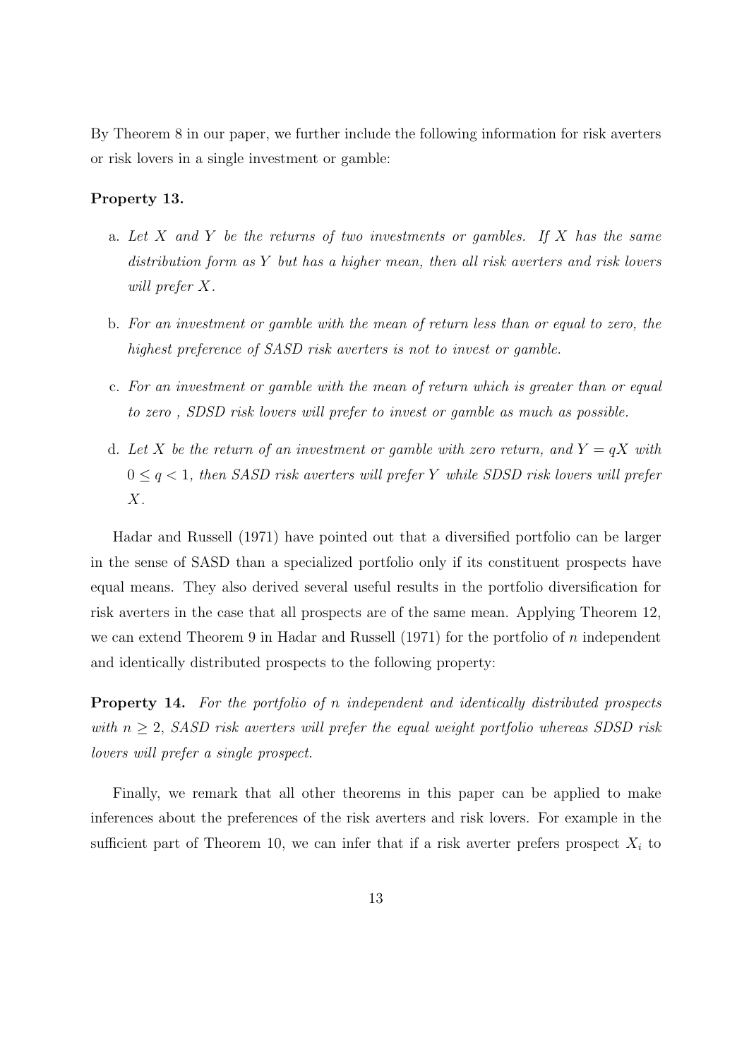By Theorem 8 in our paper, we further include the following information for risk averters or risk lovers in a single investment or gamble:

**Property 13.**

a. *Let $X$ and $Y$ be the returns of two investments or gambles. If $X$ has the same distribution form as $Y$ but has a higher mean, then all risk averters and risk lovers will prefer $X$.*

b. *For an investment or gamble with the mean of return less than or equal to zero, the highest preference of SASD risk averters is not to invest or gamble.*

c. *For an investment or gamble with the mean of return which is greater than or equal to zero , SDSD risk lovers will prefer to invest or gamble as much as possible.*

d. *Let $X$ be the return of an investment or gamble with zero return, and $Y = qX$ with $0 \leq q < 1$, then SASD risk averters will prefer $Y$ while SDSD risk lovers will prefer $X$.*

Hadar and Russell (1971) have pointed out that a diversified portfolio can be larger in the sense of SASD than a specialized portfolio only if its constituent prospects have equal means. They also derived several useful results in the portfolio diversification for risk averters in the case that all prospects are of the same mean. Applying Theorem 12, we can extend Theorem 9 in Hadar and Russell (1971) for the portfolio of $n$ independent and identically distributed prospects to the following property:

**Property 14.** *For the portfolio of $n$ independent and identically distributed prospects with $n \geq 2$, SASD risk averters will prefer the equal weight portfolio whereas SDSD risk lovers will prefer a single prospect.*

Finally, we remark that all other theorems in this paper can be applied to make inferences about the preferences of the risk averters and risk lovers. For example in the sufficient part of Theorem 10, we can infer that if a risk averter prefers prospect $X_i$ to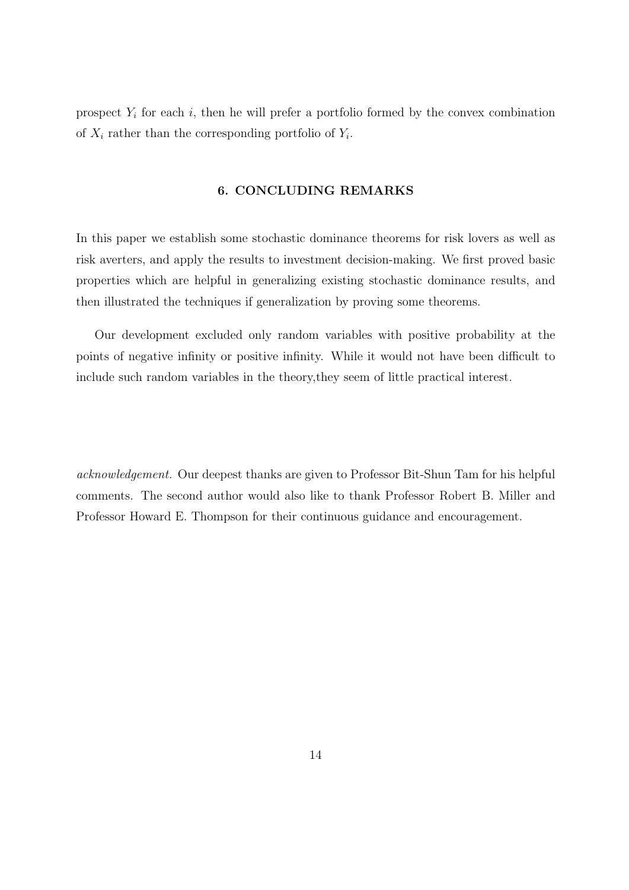prospect $Y_i$ for each $i$, then he will prefer a portfolio formed by the convex combination of $X_i$ rather than the corresponding portfolio of $Y_i$.

## 6. CONCLUDING REMARKS

In this paper we establish some stochastic dominance theorems for risk lovers as well as risk averters, and apply the results to investment decision-making. We first proved basic properties which are helpful in generalizing existing stochastic dominance results, and then illustrated the techniques if generalization by proving some theorems.

Our development excluded only random variables with positive probability at the points of negative infinity or positive infinity. While it would not have been difficult to include such random variables in the theory,they seem of little practical interest.

*acknowledgement.* Our deepest thanks are given to Professor Bit-Shun Tam for his helpful comments. The second author would also like to thank Professor Robert B. Miller and Professor Howard E. Thompson for their continuous guidance and encouragement.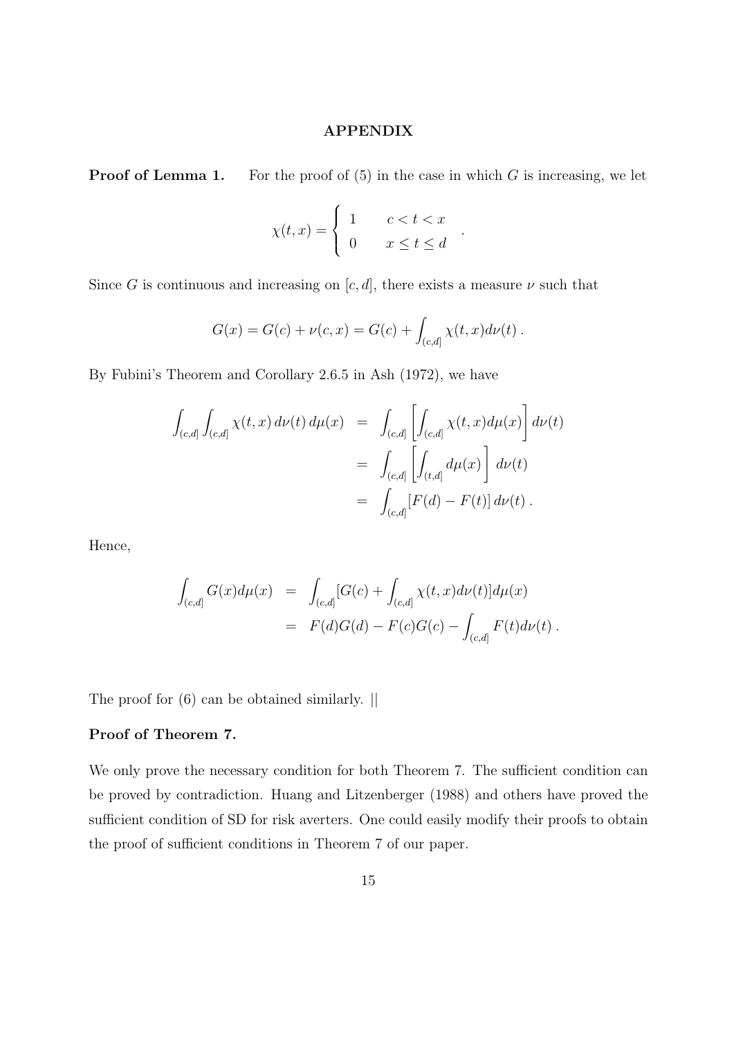## APPENDIX

**Proof of Lemma 1.** For the proof of (5) in the case in which $G$ is increasing, we let

$$\chi(t,x) = \begin{cases} 1 & c < t < x \\ 0 & x \leq t \leq d \end{cases} .$$

Since $G$ is continuous and increasing on $[c,d]$, there exists a measure $\nu$ such that

$$G(x) = G(c) + \nu(c,x) = G(c) + \int_{(c,d]} \chi(t,x) d\nu(t) .$$

By Fubini's Theorem and Corollary 2.6.5 in Ash (1972), we have

$$\begin{aligned}
\int_{(c,d]} \int_{(c,d]} \chi(t,x) \, d\nu(t) \, d\mu(x) &= \int_{(c,d]} \left[ \int_{(c,d]} \chi(t,x) d\mu(x) \right] d\nu(t) \\
&= \int_{(c,d]} \left[ \int_{(t,d]} d\mu(x) \right] \, d\nu(t) \\
&= \int_{(c,d]} [F(d) - F(t)] \, d\nu(t) .
\end{aligned}$$

Hence,

$$\begin{aligned}
\int_{(c,d]} G(x) d\mu(x) &= \int_{(c,d]} [G(c) + \int_{(c,d]} \chi(t,x) d\nu(t)] d\mu(x) \\
&= F(d)G(d) - F(c)G(c) - \int_{(c,d]} F(t) d\nu(t) .
\end{aligned}$$

The proof for (6) can be obtained similarly. ||

**Proof of Theorem 7.**

We only prove the necessary condition for both Theorem 7. The sufficient condition can be proved by contradiction. Huang and Litzenberger (1988) and others have proved the sufficient condition of SD for risk averters. One could easily modify their proofs to obtain the proof of sufficient conditions in Theorem 7 of our paper.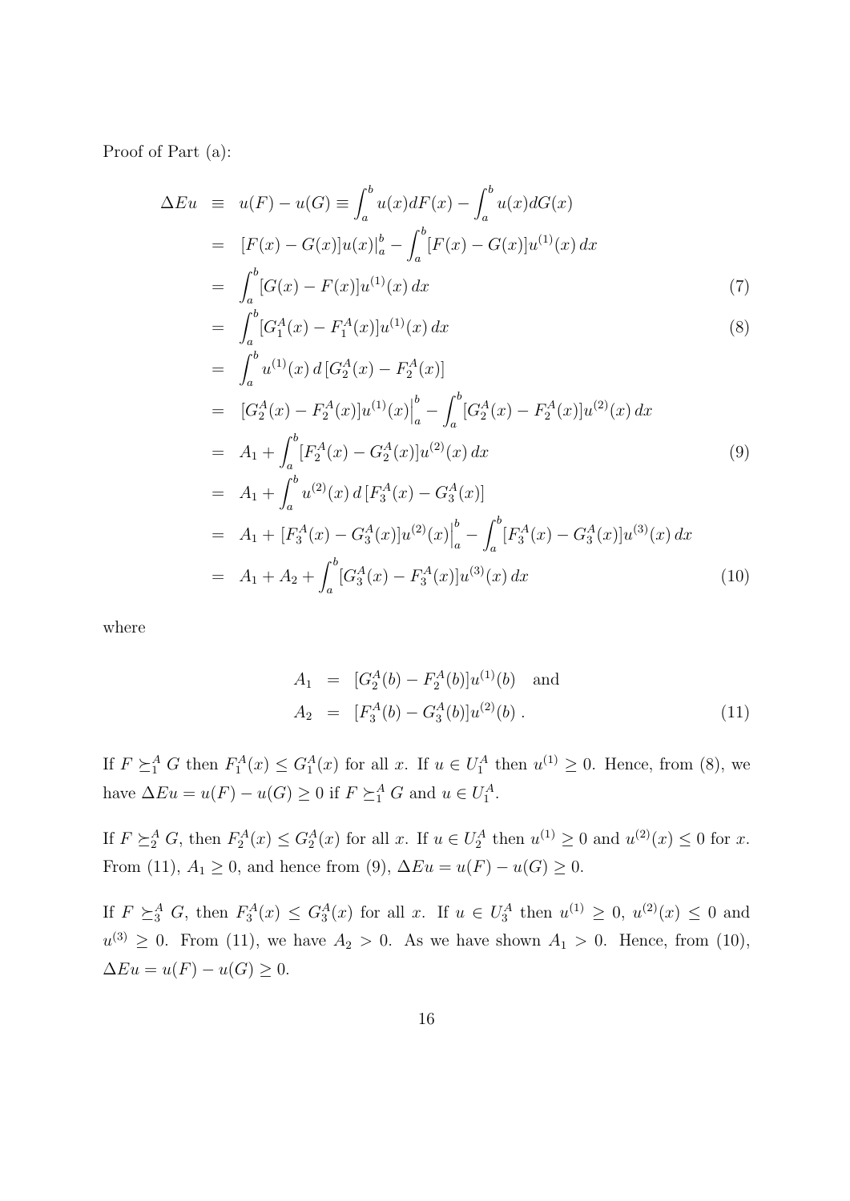Proof of Part (a):

$$
\begin{aligned}
\Delta E u &\equiv u(F) - u(G) \equiv \int_a^b u(x) dF(x) - \int_a^b u(x) dG(x) \\
&= [F(x) - G(x)] u(x) \big|_a^b - \int_a^b [F(x) - G(x)] u^{(1)}(x)\, dx \\
&= \int_a^b [G(x) - F(x)] u^{(1)}(x)\, dx \qquad (7) \\
&= \int_a^b [G_1^A(x) - F_1^A(x)] u^{(1)}(x)\, dx \qquad (8) \\
&= \int_a^b u^{(1)}(x)\, d\left[G_2^A(x) - F_2^A(x)\right] \\
&= [G_2^A(x) - F_2^A(x)] u^{(1)}(x) \Big|_a^b - \int_a^b [G_2^A(x) - F_2^A(x)] u^{(2)}(x)\, dx \\
&= A_1 + \int_a^b [F_2^A(x) - G_2^A(x)] u^{(2)}(x)\, dx \qquad (9) \\
&= A_1 + \int_a^b u^{(2)}(x)\, d\left[F_3^A(x) - G_3^A(x)\right] \\
&= A_1 + [F_3^A(x) - G_3^A(x)] u^{(2)}(x) \Big|_a^b - \int_a^b [F_3^A(x) - G_3^A(x)] u^{(3)}(x)\, dx \\
&= A_1 + A_2 + \int_a^b [G_3^A(x) - F_3^A(x)] u^{(3)}(x)\, dx \qquad (10)
\end{aligned}
$$

where

$$
\begin{aligned}
A_1 &= [G_2^A(b) - F_2^A(b)] u^{(1)}(b) \quad \text{and} \\
A_2 &= [F_3^A(b) - G_3^A(b)] u^{(2)}(b)\,. \qquad (11)
\end{aligned}
$$

If $F \succeq_1^A G$ then $F_1^A(x) \leq G_1^A(x)$ for all $x$. If $u \in U_1^A$ then $u^{(1)} \geq 0$. Hence, from (8), we have $\Delta E u = u(F) - u(G) \geq 0$ if $F \succeq_1^A G$ and $u \in U_1^A$.

If $F \succeq_2^A G$, then $F_2^A(x) \leq G_2^A(x)$ for all $x$. If $u \in U_2^A$ then $u^{(1)} \geq 0$ and $u^{(2)}(x) \leq 0$ for $x$. From (11), $A_1 \geq 0$, and hence from (9), $\Delta E u = u(F) - u(G) \geq 0$.

If $F \succeq_3^A G$, then $F_3^A(x) \leq G_3^A(x)$ for all $x$. If $u \in U_3^A$ then $u^{(1)} \geq 0$, $u^{(2)}(x) \leq 0$ and $u^{(3)} \geq 0$. From (11), we have $A_2 > 0$. As we have shown $A_1 > 0$. Hence, from (10), $\Delta E u = u(F) - u(G) \geq 0$.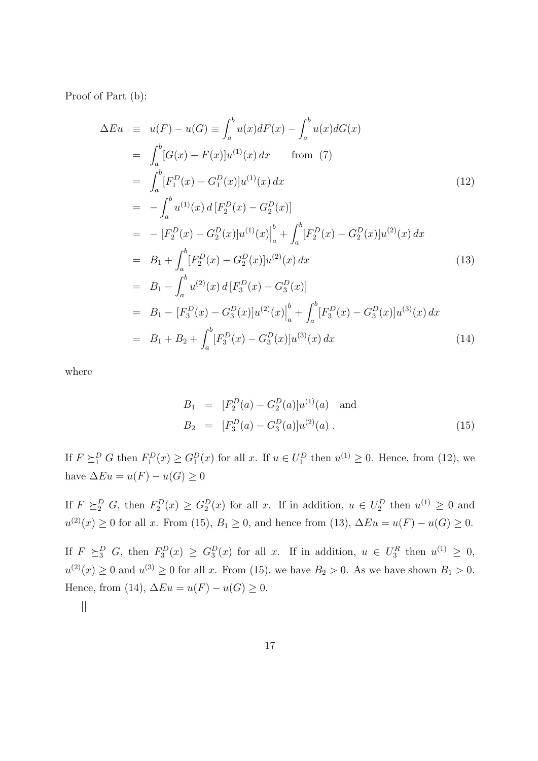Proof of Part (b):

$$
\begin{aligned}
\Delta Eu &\equiv u(F) - u(G) \equiv \int_a^b u(x)dF(x) - \int_a^b u(x)dG(x) \\
&= \int_a^b [G(x) - F(x)]u^{(1)}(x)\,dx \qquad \text{from (7)} \\
&= \int_a^b [F_1^D(x) - G_1^D(x)]u^{(1)}(x)\,dx \qquad (12) \\
&= -\int_a^b u^{(1)}(x)\,d\,[F_2^D(x) - G_2^D(x)] \\
&= -\,[F_2^D(x) - G_2^D(x)]u^{(1)}(x)\Big|_a^b + \int_a^b [F_2^D(x) - G_2^D(x)]u^{(2)}(x)\,dx \\
&= B_1 + \int_a^b [F_2^D(x) - G_2^D(x)]u^{(2)}(x)\,dx \qquad (13) \\
&= B_1 - \int_a^b u^{(2)}(x)\,d\,[F_3^D(x) - G_3^D(x)] \\
&= B_1 - [F_3^D(x) - G_3^D(x)]u^{(2)}(x)\Big|_a^b + \int_a^b [F_3^D(x) - G_3^D(x)]u^{(3)}(x)\,dx \\
&= B_1 + B_2 + \int_a^b [F_3^D(x) - G_3^D(x)]u^{(3)}(x)\,dx \qquad (14)
\end{aligned}
$$

where

$$
\begin{aligned}
B_1 &= [F_2^D(a) - G_2^D(a)]u^{(1)}(a) \quad \text{and} \\
B_2 &= [F_3^D(a) - G_3^D(a)]u^{(2)}(a)\,. \qquad (15)
\end{aligned}
$$

If $F \succeq_1^D G$ then $F_1^D(x) \geq G_1^D(x)$ for all $x$. If $u \in U_1^D$ then $u^{(1)} \geq 0$. Hence, from (12), we have $\Delta Eu = u(F) - u(G) \geq 0$

If $F \succeq_2^D G$, then $F_2^D(x) \geq G_2^D(x)$ for all $x$. If in addition, $u \in U_2^D$ then $u^{(1)} \geq 0$ and $u^{(2)}(x) \geq 0$ for all $x$. From (15), $B_1 \geq 0$, and hence from (13), $\Delta Eu = u(F) - u(G) \geq 0$.

If $F \succeq_3^D G$, then $F_3^D(x) \geq G_3^D(x)$ for all $x$. If in addition, $u \in U_3^R$ then $u^{(1)} \geq 0$, $u^{(2)}(x) \geq 0$ and $u^{(3)} \geq 0$ for all $x$. From (15), we have $B_2 > 0$. As we have shown $B_1 > 0$. Hence, from (14), $\Delta Eu = u(F) - u(G) \geq 0$.

||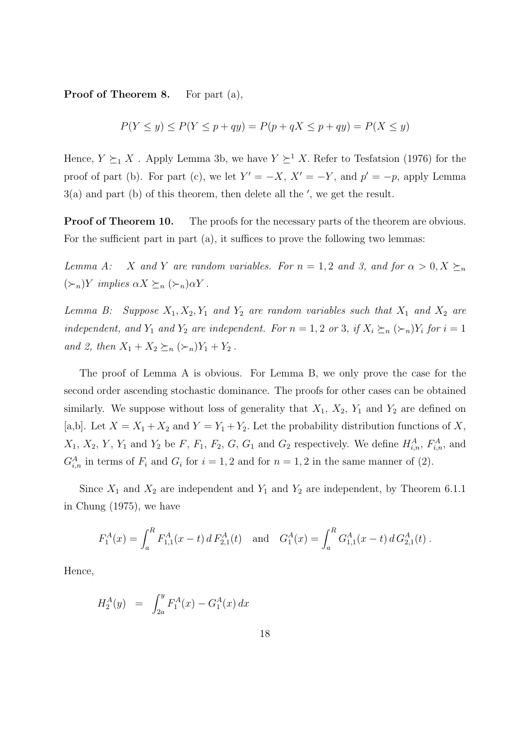**Proof of Theorem 8.** For part (a),

$$P(Y \leq y) \leq P(Y \leq p + qy) = P(p + qX \leq p + qy) = P(X \leq y)$$

Hence, $Y \succeq_1 X$ . Apply Lemma 3b, we have $Y \succeq^1 X$. Refer to Tesfatsion (1976) for the proof of part (b). For part (c), we let $Y' = -X$, $X' = -Y$, and $p' = -p$, apply Lemma 3(a) and part (b) of this theorem, then delete all the $'$, we get the result.

**Proof of Theorem 10.** The proofs for the necessary parts of the theorem are obvious. For the sufficient part in part (a), it suffices to prove the following two lemmas:

*Lemma A: $X$ and $Y$ are random variables. For $n = 1, 2$ and 3, and for $\alpha > 0, X \succeq_n (\succ_n) Y$ implies $\alpha X \succeq_n (\succ_n) \alpha Y$ .*

*Lemma B: Suppose $X_1, X_2, Y_1$ and $Y_2$ are random variables such that $X_1$ and $X_2$ are independent, and $Y_1$ and $Y_2$ are independent. For $n = 1, 2$ or 3, if $X_i \succeq_n (\succ_n) Y_i$ for $i = 1$ and 2, then $X_1 + X_2 \succeq_n (\succ_n) Y_1 + Y_2$ .*

The proof of Lemma A is obvious. For Lemma B, we only prove the case for the second order ascending stochastic dominance. The proofs for other cases can be obtained similarly. We suppose without loss of generality that $X_1$, $X_2$, $Y_1$ and $Y_2$ are defined on [a,b]. Let $X = X_1 + X_2$ and $Y = Y_1 + Y_2$. Let the probability distribution functions of $X$, $X_1$, $X_2$, $Y$, $Y_1$ and $Y_2$ be $F$, $F_1$, $F_2$, $G$, $G_1$ and $G_2$ respectively. We define $H^A_{i,n}$, $F^A_{i,n}$, and $G^A_{i,n}$ in terms of $F_i$ and $G_i$ for $i = 1, 2$ and for $n = 1, 2$ in the same manner of (2).

Since $X_1$ and $X_2$ are independent and $Y_1$ and $Y_2$ are independent, by Theorem 6.1.1 in Chung (1975), we have

$$F^A_1(x) = \int_a^R F^A_{1,1}(x - t)\, d\, F^A_{2,1}(t) \quad \text{and} \quad G^A_1(x) = \int_a^R G^A_{1,1}(x - t)\, d\, G^A_{2,1}(t)\, .$$

Hence,

$$H^A_2(y) \;\; = \;\; \int_{2a}^{y} F^A_1(x) - G^A_1(x)\, dx$$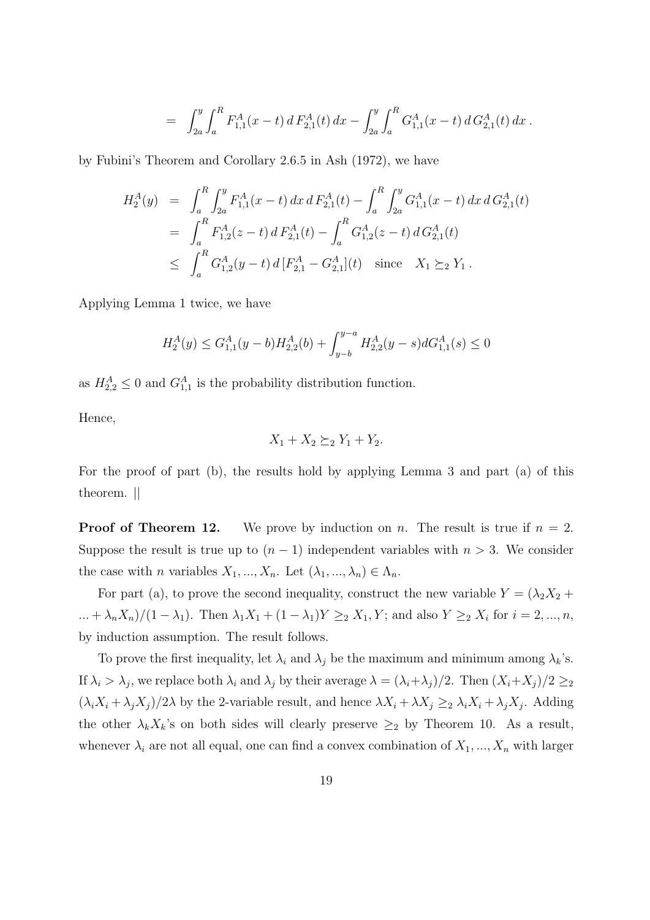$$= \int_{2a}^{y} \int_{a}^{R} F_{1,1}^{A}(x-t)\, d\, F_{2,1}^{A}(t)\, dx - \int_{2a}^{y} \int_{a}^{R} G_{1,1}^{A}(x-t)\, d\, G_{2,1}^{A}(t)\, dx\,.$$

by Fubini's Theorem and Corollary 2.6.5 in Ash (1972), we have

$$\begin{aligned}
H_2^A(y) &= \int_a^R \int_{2a}^y F_{1,1}^A(x-t)\, dx\, d\, F_{2,1}^A(t) - \int_a^R \int_{2a}^y G_{1,1}^A(x-t)\, dx\, d\, G_{2,1}^A(t) \\
&= \int_a^R F_{1,2}^A(z-t)\, d\, F_{2,1}^A(t) - \int_a^R G_{1,2}^A(z-t)\, d\, G_{2,1}^A(t) \\
&\leq \int_a^R G_{1,2}^A(y-t)\, d\, [F_{2,1}^A - G_{2,1}^A](t) \quad \text{since} \quad X_1 \succeq_2 Y_1\,.
\end{aligned}$$

Applying Lemma 1 twice, we have

$$H_2^A(y) \leq G_{1,1}^A(y-b) H_{2,2}^A(b) + \int_{y-b}^{y-a} H_{2,2}^A(y-s) dG_{1,1}^A(s) \leq 0$$

as $H_{2,2}^A \leq 0$ and $G_{1,1}^A$ is the probability distribution function.

Hence,

$$X_1 + X_2 \succeq_2 Y_1 + Y_2.$$

For the proof of part (b), the results hold by applying Lemma 3 and part (a) of this theorem. ||

**Proof of Theorem 12.** We prove by induction on $n$. The result is true if $n = 2$. Suppose the result is true up to $(n-1)$ independent variables with $n > 3$. We consider the case with $n$ variables $X_1, ..., X_n$. Let $(\lambda_1, ..., \lambda_n) \in \Lambda_n$.

For part (a), to prove the second inequality, construct the new variable $Y = (\lambda_2 X_2 + ... + \lambda_n X_n)/(1-\lambda_1)$. Then $\lambda_1 X_1 + (1-\lambda_1)Y \geq_2 X_1, Y$; and also $Y \geq_2 X_i$ for $i = 2, ..., n$, by induction assumption. The result follows.

To prove the first inequality, let $\lambda_i$ and $\lambda_j$ be the maximum and minimum among $\lambda_k$'s. If $\lambda_i > \lambda_j$, we replace both $\lambda_i$ and $\lambda_j$ by their average $\lambda = (\lambda_i + \lambda_j)/2$. Then $(X_i + X_j)/2 \geq_2 (\lambda_i X_i + \lambda_j X_j)/2\lambda$ by the 2-variable result, and hence $\lambda X_i + \lambda X_j \geq_2 \lambda_i X_i + \lambda_j X_j$. Adding the other $\lambda_k X_k$'s on both sides will clearly preserve $\geq_2$ by Theorem 10. As a result, whenever $\lambda_i$ are not all equal, one can find a convex combination of $X_1, ..., X_n$ with larger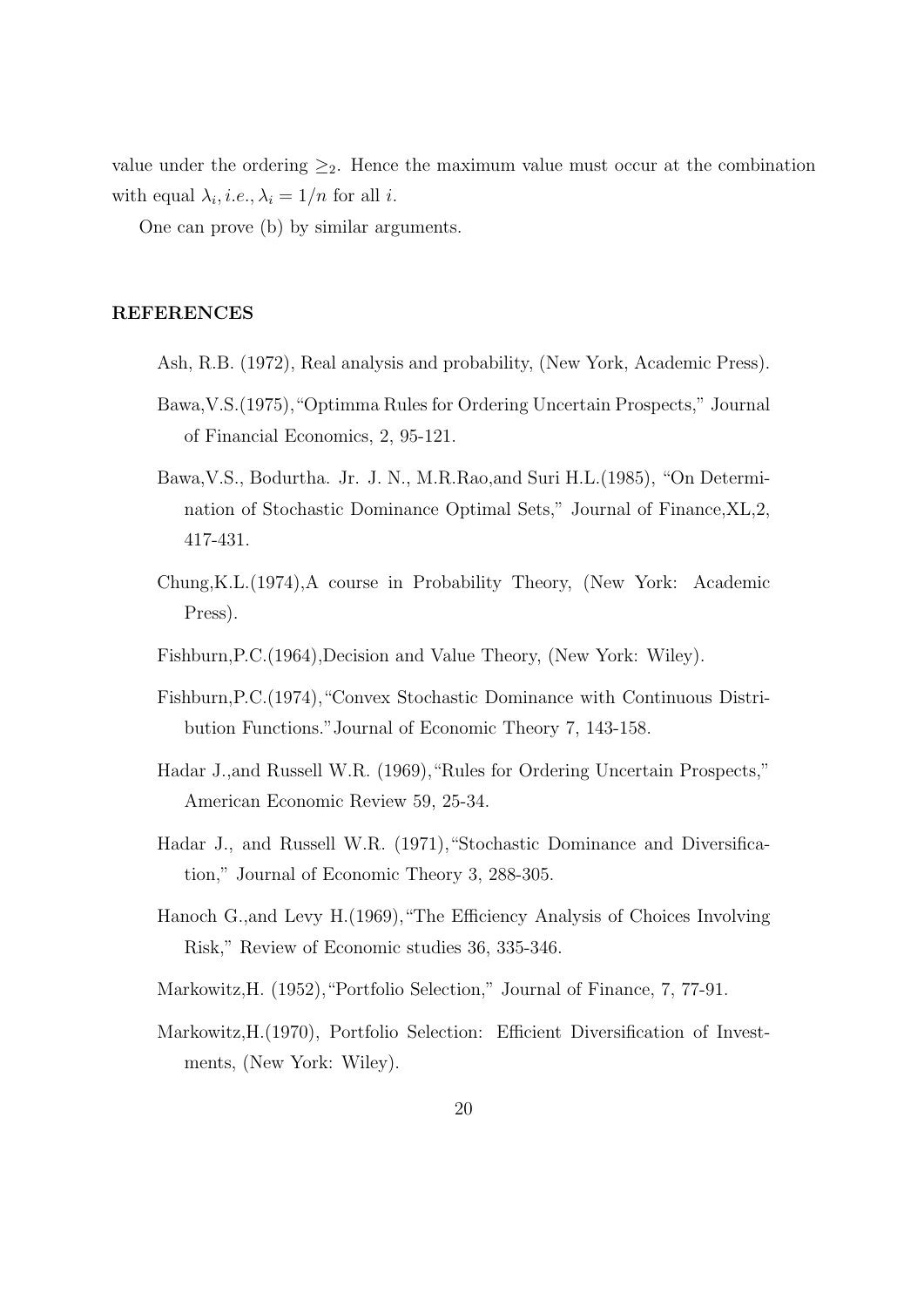value under the ordering $\geq_2$. Hence the maximum value must occur at the combination with equal $\lambda_i$, *i.e.*, $\lambda_i = 1/n$ for all $i$.

One can prove (b) by similar arguments.

## REFERENCES

Ash, R.B. (1972), Real analysis and probability, (New York, Academic Press).

Bawa,V.S.(1975),"Optimma Rules for Ordering Uncertain Prospects," Journal of Financial Economics, 2, 95-121.

Bawa,V.S., Bodurtha. Jr. J. N., M.R.Rao,and Suri H.L.(1985), "On Determination of Stochastic Dominance Optimal Sets," Journal of Finance,XL,2, 417-431.

Chung,K.L.(1974),A course in Probability Theory, (New York: Academic Press).

Fishburn,P.C.(1964),Decision and Value Theory, (New York: Wiley).

Fishburn,P.C.(1974),"Convex Stochastic Dominance with Continuous Distribution Functions."Journal of Economic Theory 7, 143-158.

Hadar J.,and Russell W.R. (1969),"Rules for Ordering Uncertain Prospects," American Economic Review 59, 25-34.

Hadar J., and Russell W.R. (1971),"Stochastic Dominance and Diversification," Journal of Economic Theory 3, 288-305.

Hanoch G.,and Levy H.(1969),"The Efficiency Analysis of Choices Involving Risk," Review of Economic studies 36, 335-346.

Markowitz,H. (1952),"Portfolio Selection," Journal of Finance, 7, 77-91.

Markowitz,H.(1970), Portfolio Selection: Efficient Diversification of Investments, (New York: Wiley).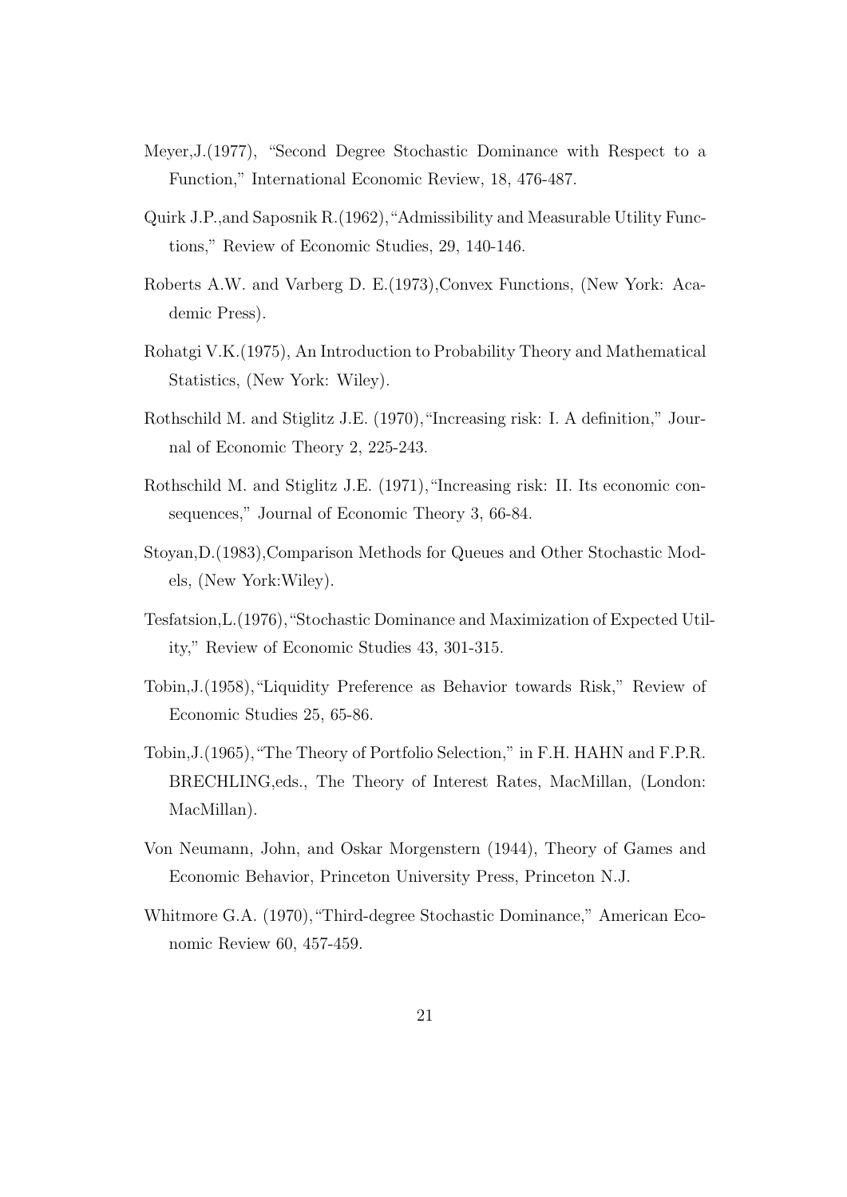Meyer,J.(1977), "Second Degree Stochastic Dominance with Respect to a Function," International Economic Review, 18, 476-487.

Quirk J.P.,and Saposnik R.(1962),"Admissibility and Measurable Utility Functions," Review of Economic Studies, 29, 140-146.

Roberts A.W. and Varberg D. E.(1973),Convex Functions, (New York: Academic Press).

Rohatgi V.K.(1975), An Introduction to Probability Theory and Mathematical Statistics, (New York: Wiley).

Rothschild M. and Stiglitz J.E. (1970),"Increasing risk: I. A definition," Journal of Economic Theory 2, 225-243.

Rothschild M. and Stiglitz J.E. (1971),"Increasing risk: II. Its economic consequences," Journal of Economic Theory 3, 66-84.

Stoyan,D.(1983),Comparison Methods for Queues and Other Stochastic Models, (New York:Wiley).

Tesfatsion,L.(1976),"Stochastic Dominance and Maximization of Expected Utility," Review of Economic Studies 43, 301-315.

Tobin,J.(1958),"Liquidity Preference as Behavior towards Risk," Review of Economic Studies 25, 65-86.

Tobin,J.(1965),"The Theory of Portfolio Selection," in F.H. HAHN and F.P.R. BRECHLING,eds., The Theory of Interest Rates, MacMillan, (London: MacMillan).

Von Neumann, John, and Oskar Morgenstern (1944), Theory of Games and Economic Behavior, Princeton University Press, Princeton N.J.

Whitmore G.A. (1970),"Third-degree Stochastic Dominance," American Economic Review 60, 457-459.